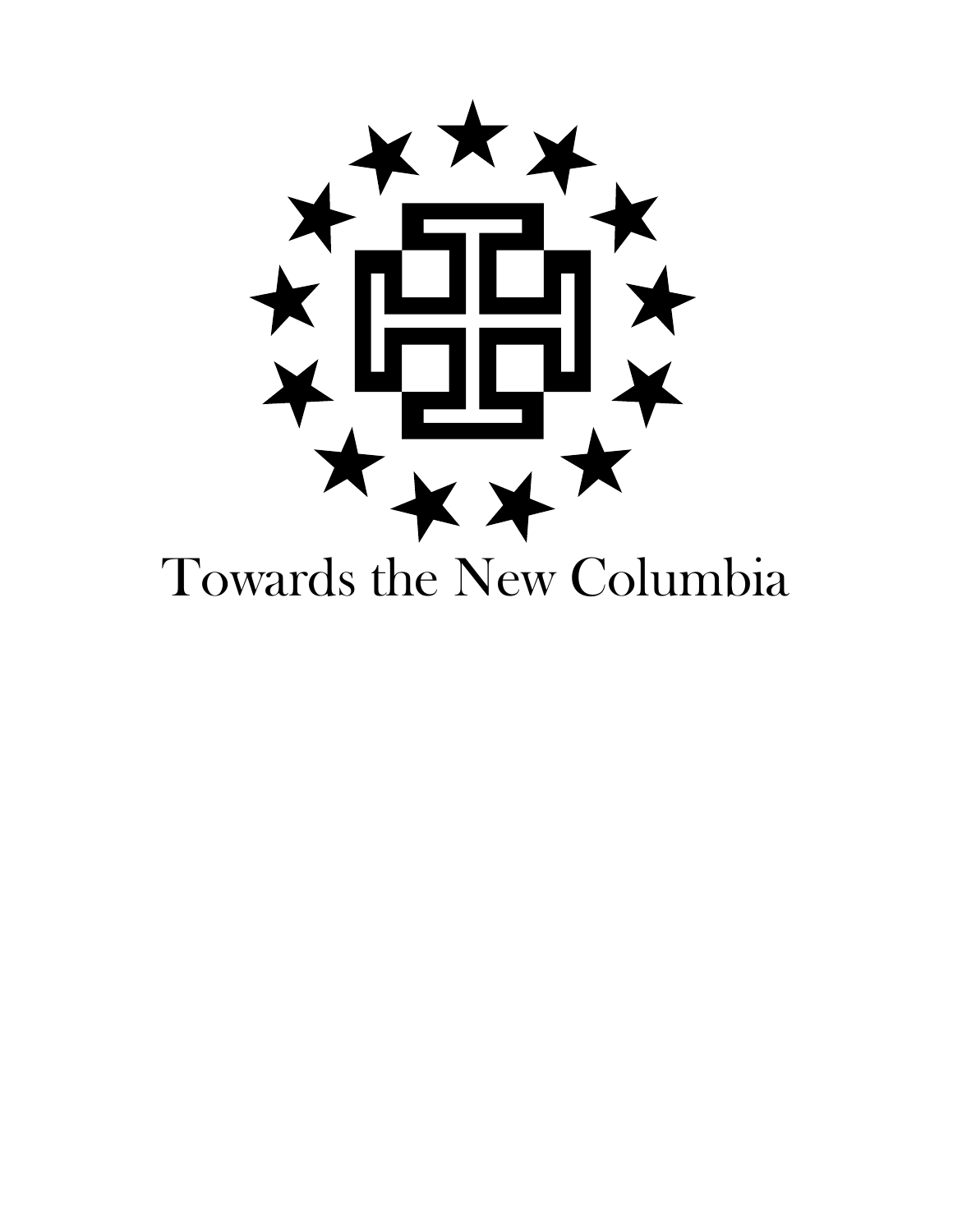# Towards the New Columbia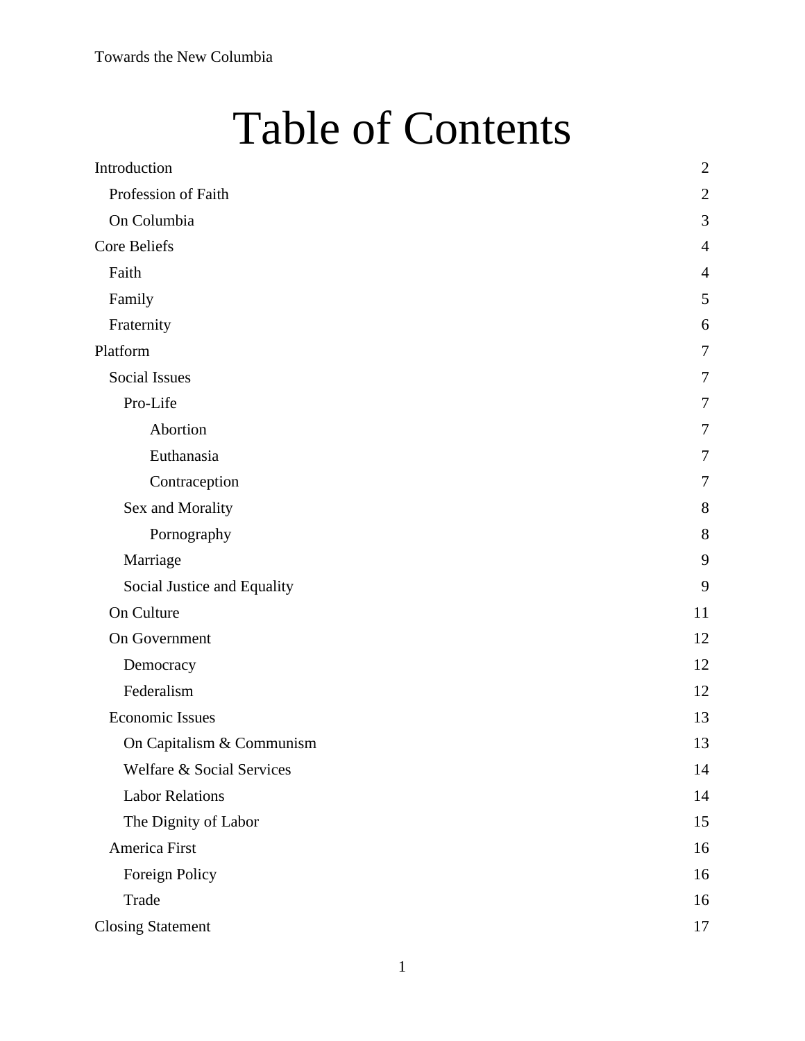# Table of Contents

- Introduction 2
  - Profession of Faith 2
  - On Columbia 3
- Core Beliefs 4
  - Faith 4
  - Family 5
  - Fraternity 6
- Platform 7
  - Social Issues 7
    - Pro-Life 7
      - Abortion 7
      - Euthanasia 7
      - Contraception 7
    - Sex and Morality 8
      - Pornography 8
    - Marriage 9
    - Social Justice and Equality 9
  - On Culture 11
  - On Government 12
    - Democracy 12
    - Federalism 12
  - Economic Issues 13
    - On Capitalism & Communism 13
    - Welfare & Social Services 14
    - Labor Relations 14
    - The Dignity of Labor 15
  - America First 16
    - Foreign Policy 16
    - Trade 16
- Closing Statement 17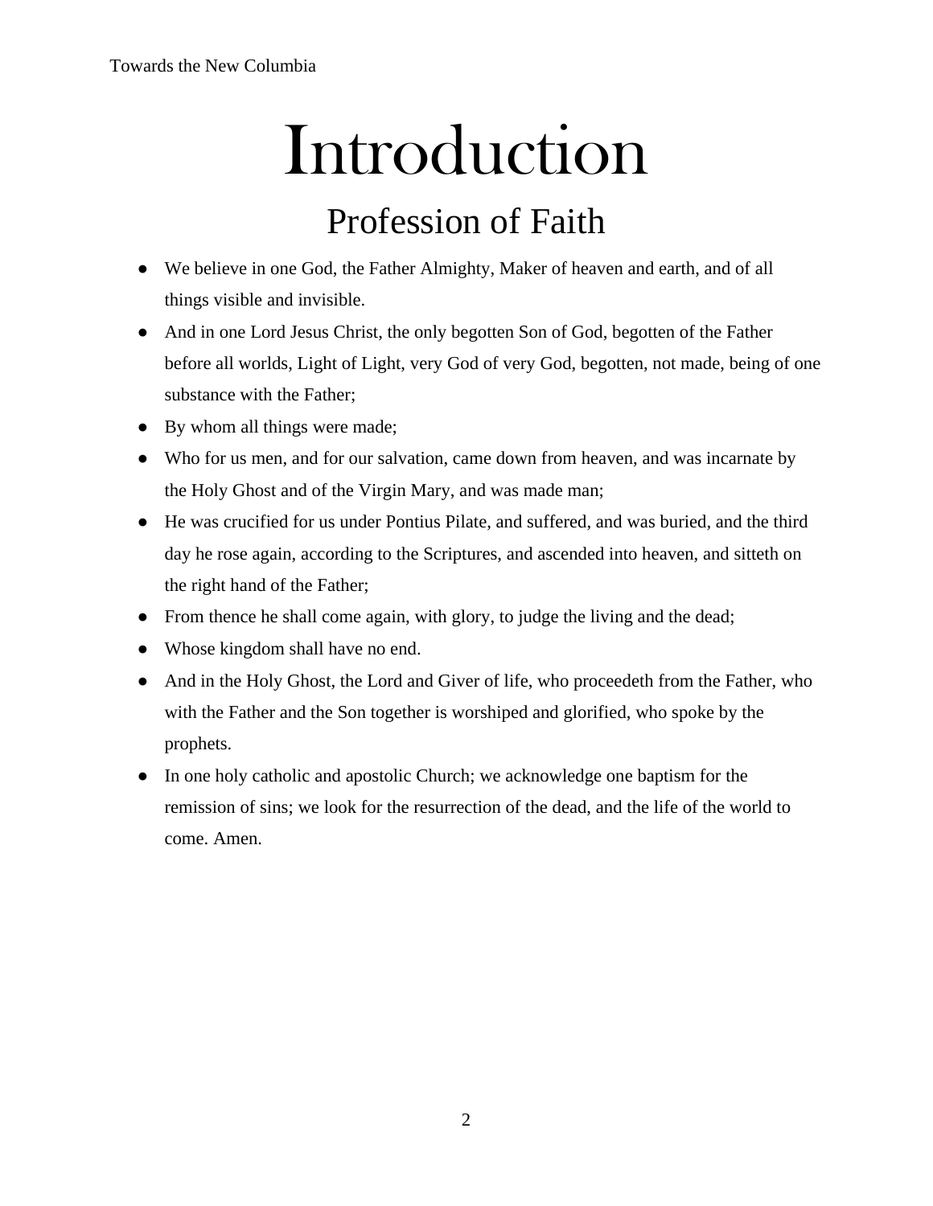# Introduction

## Profession of Faith

- We believe in one God, the Father Almighty, Maker of heaven and earth, and of all things visible and invisible.
- And in one Lord Jesus Christ, the only begotten Son of God, begotten of the Father before all worlds, Light of Light, very God of very God, begotten, not made, being of one substance with the Father;
- By whom all things were made;
- Who for us men, and for our salvation, came down from heaven, and was incarnate by the Holy Ghost and of the Virgin Mary, and was made man;
- He was crucified for us under Pontius Pilate, and suffered, and was buried, and the third day he rose again, according to the Scriptures, and ascended into heaven, and sitteth on the right hand of the Father;
- From thence he shall come again, with glory, to judge the living and the dead;
- Whose kingdom shall have no end.
- And in the Holy Ghost, the Lord and Giver of life, who proceedeth from the Father, who with the Father and the Son together is worshiped and glorified, who spoke by the prophets.
- In one holy catholic and apostolic Church; we acknowledge one baptism for the remission of sins; we look for the resurrection of the dead, and the life of the world to come. Amen.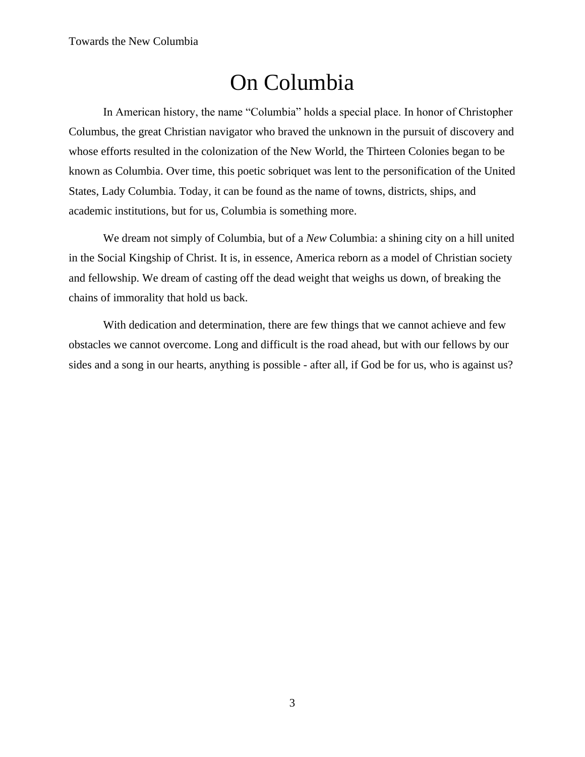# On Columbia

In American history, the name "Columbia" holds a special place. In honor of Christopher Columbus, the great Christian navigator who braved the unknown in the pursuit of discovery and whose efforts resulted in the colonization of the New World, the Thirteen Colonies began to be known as Columbia. Over time, this poetic sobriquet was lent to the personification of the United States, Lady Columbia. Today, it can be found as the name of towns, districts, ships, and academic institutions, but for us, Columbia is something more.

We dream not simply of Columbia, but of a *New* Columbia: a shining city on a hill united in the Social Kingship of Christ. It is, in essence, America reborn as a model of Christian society and fellowship. We dream of casting off the dead weight that weighs us down, of breaking the chains of immorality that hold us back.

With dedication and determination, there are few things that we cannot achieve and few obstacles we cannot overcome. Long and difficult is the road ahead, but with our fellows by our sides and a song in our hearts, anything is possible - after all, if God be for us, who is against us?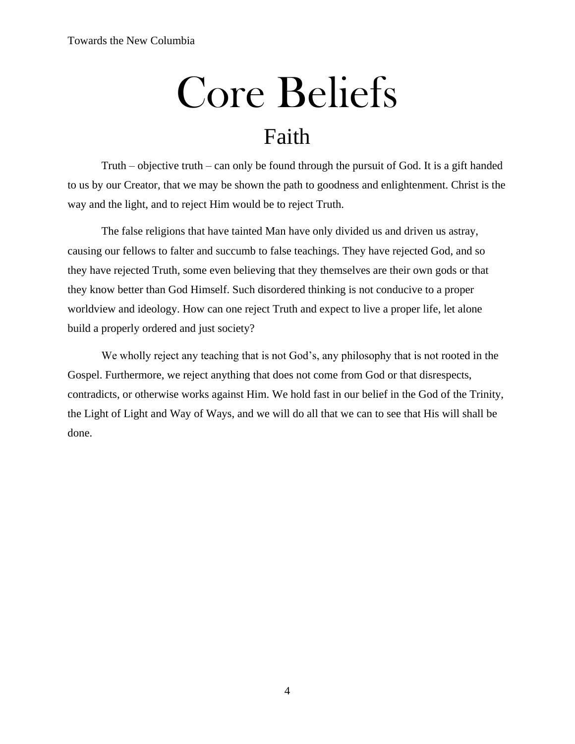# Core Beliefs

## Faith

Truth – objective truth – can only be found through the pursuit of God. It is a gift handed to us by our Creator, that we may be shown the path to goodness and enlightenment. Christ is the way and the light, and to reject Him would be to reject Truth.

The false religions that have tainted Man have only divided us and driven us astray, causing our fellows to falter and succumb to false teachings. They have rejected God, and so they have rejected Truth, some even believing that they themselves are their own gods or that they know better than God Himself. Such disordered thinking is not conducive to a proper worldview and ideology. How can one reject Truth and expect to live a proper life, let alone build a properly ordered and just society?

We wholly reject any teaching that is not God's, any philosophy that is not rooted in the Gospel. Furthermore, we reject anything that does not come from God or that disrespects, contradicts, or otherwise works against Him. We hold fast in our belief in the God of the Trinity, the Light of Light and Way of Ways, and we will do all that we can to see that His will shall be done.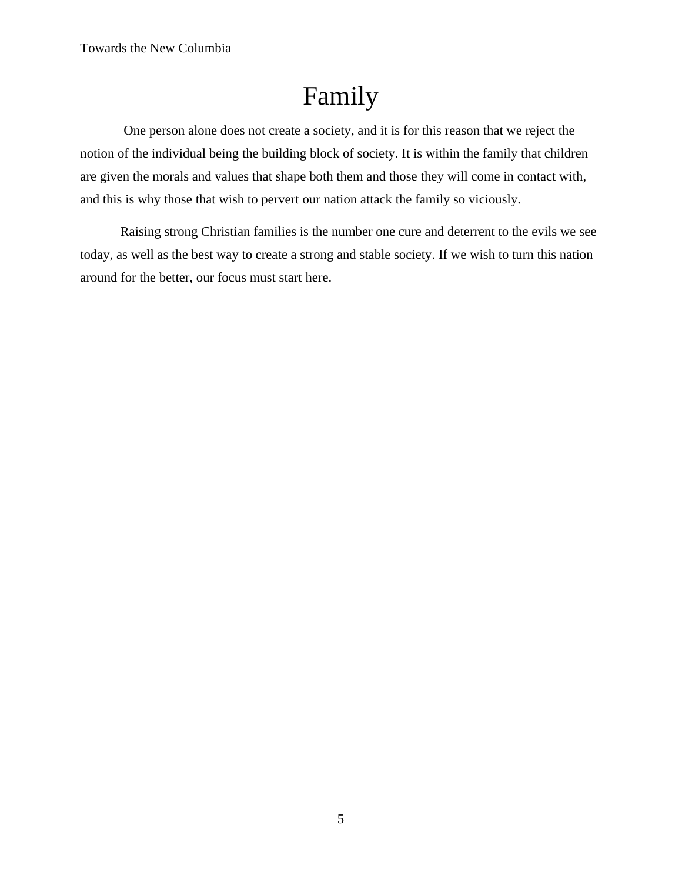# Family

One person alone does not create a society, and it is for this reason that we reject the notion of the individual being the building block of society. It is within the family that children are given the morals and values that shape both them and those they will come in contact with, and this is why those that wish to pervert our nation attack the family so viciously.

Raising strong Christian families is the number one cure and deterrent to the evils we see today, as well as the best way to create a strong and stable society. If we wish to turn this nation around for the better, our focus must start here.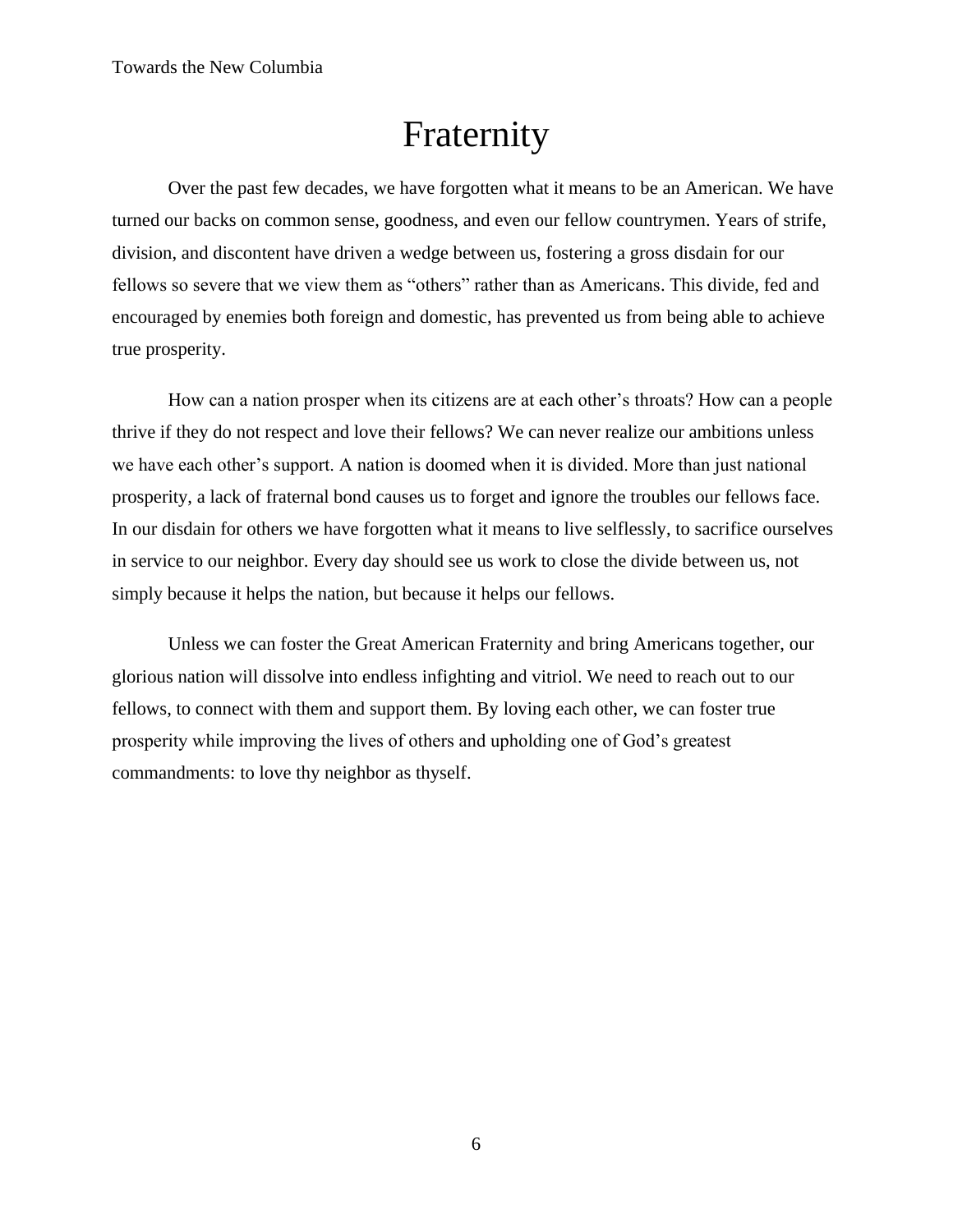# Fraternity

Over the past few decades, we have forgotten what it means to be an American. We have turned our backs on common sense, goodness, and even our fellow countrymen. Years of strife, division, and discontent have driven a wedge between us, fostering a gross disdain for our fellows so severe that we view them as "others" rather than as Americans. This divide, fed and encouraged by enemies both foreign and domestic, has prevented us from being able to achieve true prosperity.

How can a nation prosper when its citizens are at each other's throats? How can a people thrive if they do not respect and love their fellows? We can never realize our ambitions unless we have each other's support. A nation is doomed when it is divided. More than just national prosperity, a lack of fraternal bond causes us to forget and ignore the troubles our fellows face. In our disdain for others we have forgotten what it means to live selflessly, to sacrifice ourselves in service to our neighbor. Every day should see us work to close the divide between us, not simply because it helps the nation, but because it helps our fellows.

Unless we can foster the Great American Fraternity and bring Americans together, our glorious nation will dissolve into endless infighting and vitriol. We need to reach out to our fellows, to connect with them and support them. By loving each other, we can foster true prosperity while improving the lives of others and upholding one of God's greatest commandments: to love thy neighbor as thyself.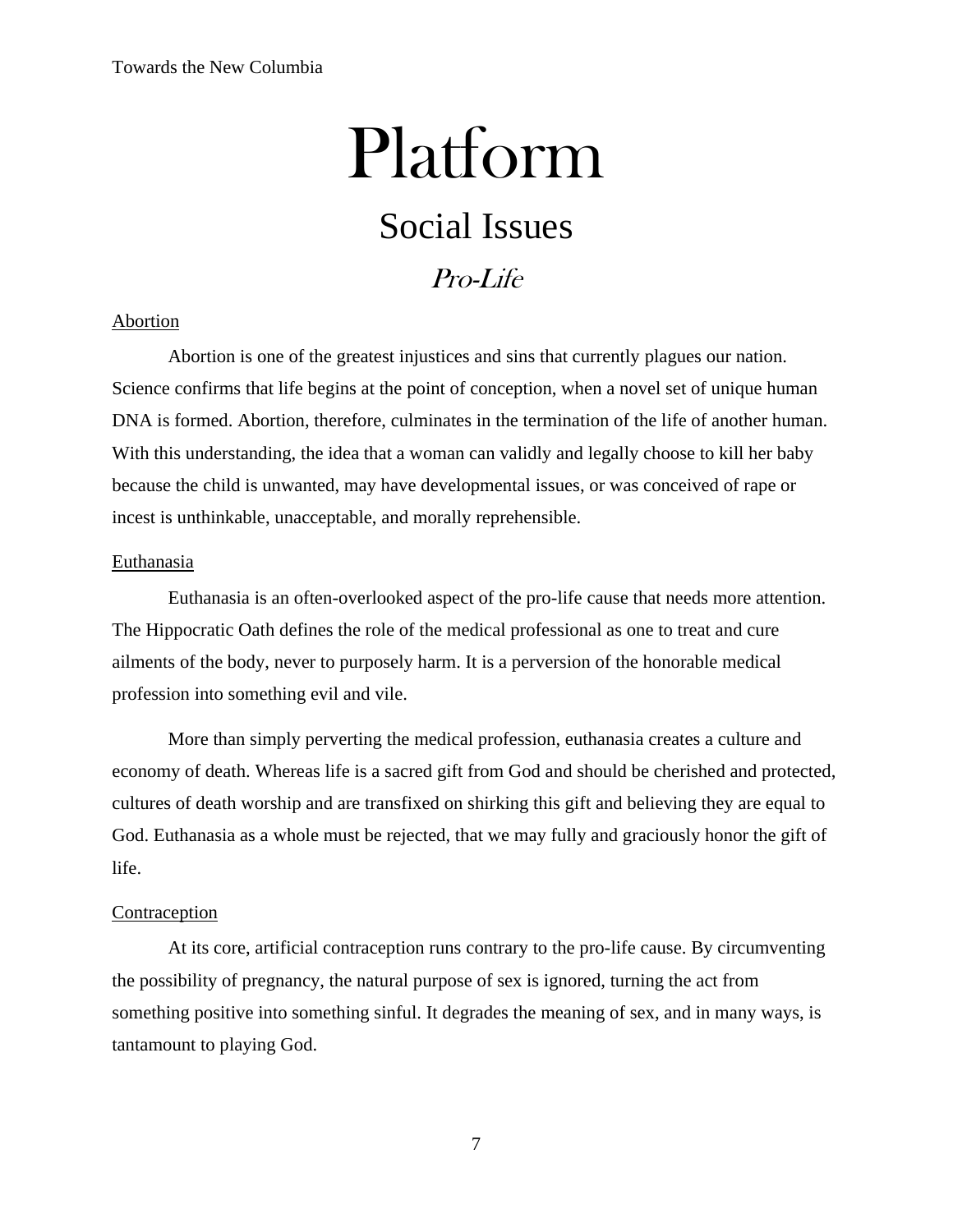# Platform

## Social Issues

### *Pro-Life*

Abortion

Abortion is one of the greatest injustices and sins that currently plagues our nation. Science confirms that life begins at the point of conception, when a novel set of unique human DNA is formed. Abortion, therefore, culminates in the termination of the life of another human. With this understanding, the idea that a woman can validly and legally choose to kill her baby because the child is unwanted, may have developmental issues, or was conceived of rape or incest is unthinkable, unacceptable, and morally reprehensible.

Euthanasia

Euthanasia is an often-overlooked aspect of the pro-life cause that needs more attention. The Hippocratic Oath defines the role of the medical professional as one to treat and cure ailments of the body, never to purposely harm. It is a perversion of the honorable medical profession into something evil and vile.

More than simply perverting the medical profession, euthanasia creates a culture and economy of death. Whereas life is a sacred gift from God and should be cherished and protected, cultures of death worship and are transfixed on shirking this gift and believing they are equal to God. Euthanasia as a whole must be rejected, that we may fully and graciously honor the gift of life.

Contraception

At its core, artificial contraception runs contrary to the pro-life cause. By circumventing the possibility of pregnancy, the natural purpose of sex is ignored, turning the act from something positive into something sinful. It degrades the meaning of sex, and in many ways, is tantamount to playing God.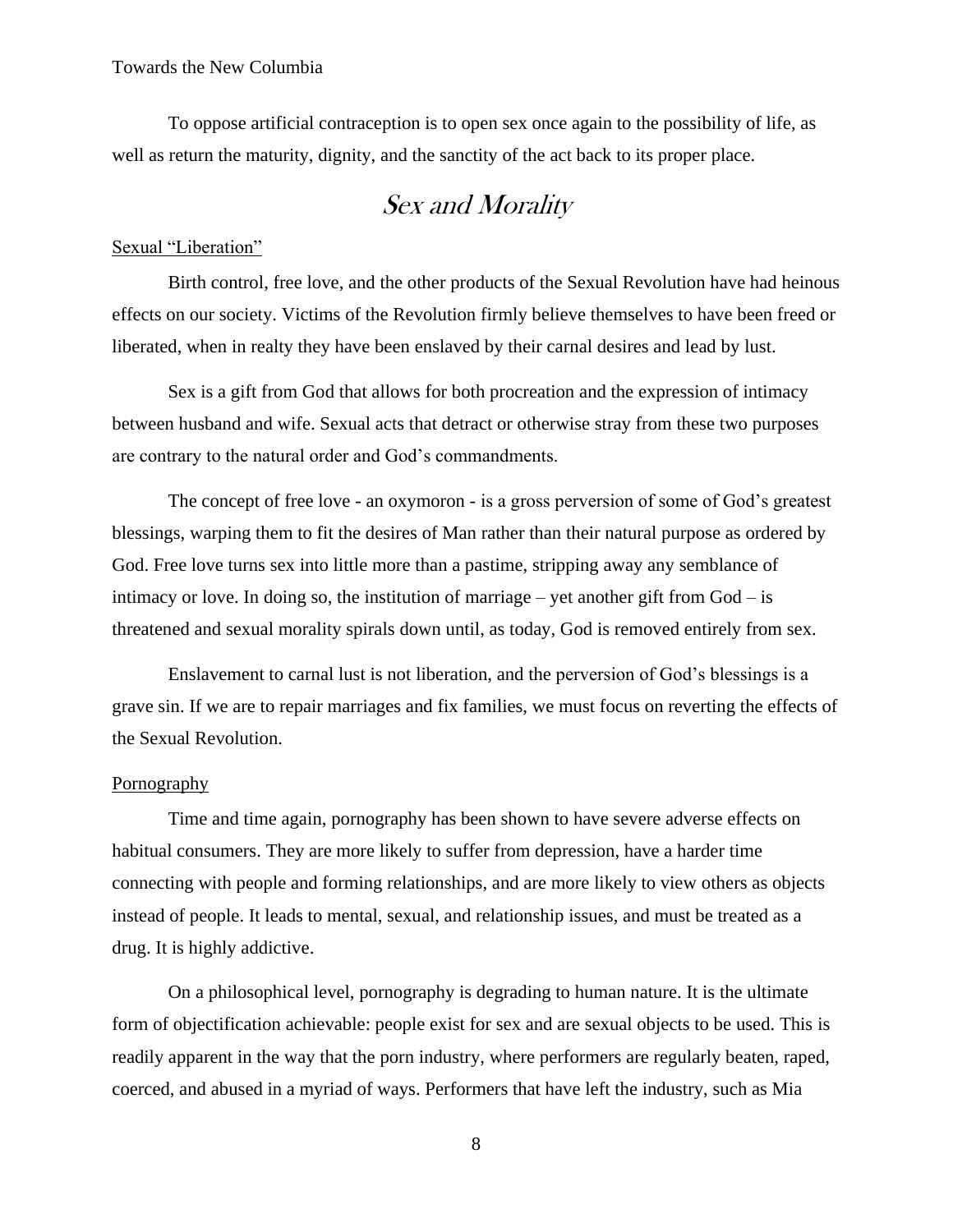To oppose artificial contraception is to open sex once again to the possibility of life, as well as return the maturity, dignity, and the sanctity of the act back to its proper place.

## Sex and Morality

### Sexual "Liberation"

Birth control, free love, and the other products of the Sexual Revolution have had heinous effects on our society. Victims of the Revolution firmly believe themselves to have been freed or liberated, when in realty they have been enslaved by their carnal desires and lead by lust.

Sex is a gift from God that allows for both procreation and the expression of intimacy between husband and wife. Sexual acts that detract or otherwise stray from these two purposes are contrary to the natural order and God's commandments.

The concept of free love - an oxymoron - is a gross perversion of some of God's greatest blessings, warping them to fit the desires of Man rather than their natural purpose as ordered by God. Free love turns sex into little more than a pastime, stripping away any semblance of intimacy or love. In doing so, the institution of marriage – yet another gift from God – is threatened and sexual morality spirals down until, as today, God is removed entirely from sex.

Enslavement to carnal lust is not liberation, and the perversion of God's blessings is a grave sin. If we are to repair marriages and fix families, we must focus on reverting the effects of the Sexual Revolution.

### Pornography

Time and time again, pornography has been shown to have severe adverse effects on habitual consumers. They are more likely to suffer from depression, have a harder time connecting with people and forming relationships, and are more likely to view others as objects instead of people. It leads to mental, sexual, and relationship issues, and must be treated as a drug. It is highly addictive.

On a philosophical level, pornography is degrading to human nature. It is the ultimate form of objectification achievable: people exist for sex and are sexual objects to be used. This is readily apparent in the way that the porn industry, where performers are regularly beaten, raped, coerced, and abused in a myriad of ways. Performers that have left the industry, such as Mia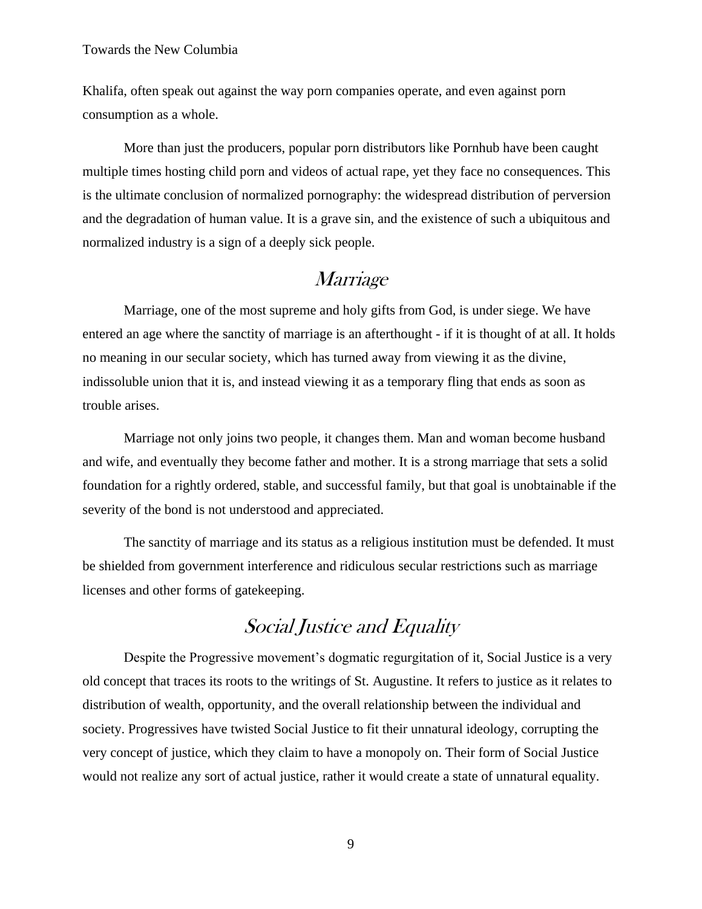Khalifa, often speak out against the way porn companies operate, and even against porn consumption as a whole.

More than just the producers, popular porn distributors like Pornhub have been caught multiple times hosting child porn and videos of actual rape, yet they face no consequences. This is the ultimate conclusion of normalized pornography: the widespread distribution of perversion and the degradation of human value. It is a grave sin, and the existence of such a ubiquitous and normalized industry is a sign of a deeply sick people.

## Marriage

Marriage, one of the most supreme and holy gifts from God, is under siege. We have entered an age where the sanctity of marriage is an afterthought - if it is thought of at all. It holds no meaning in our secular society, which has turned away from viewing it as the divine, indissoluble union that it is, and instead viewing it as a temporary fling that ends as soon as trouble arises.

Marriage not only joins two people, it changes them. Man and woman become husband and wife, and eventually they become father and mother. It is a strong marriage that sets a solid foundation for a rightly ordered, stable, and successful family, but that goal is unobtainable if the severity of the bond is not understood and appreciated.

The sanctity of marriage and its status as a religious institution must be defended. It must be shielded from government interference and ridiculous secular restrictions such as marriage licenses and other forms of gatekeeping.

## Social Justice and Equality

Despite the Progressive movement's dogmatic regurgitation of it, Social Justice is a very old concept that traces its roots to the writings of St. Augustine. It refers to justice as it relates to distribution of wealth, opportunity, and the overall relationship between the individual and society. Progressives have twisted Social Justice to fit their unnatural ideology, corrupting the very concept of justice, which they claim to have a monopoly on. Their form of Social Justice would not realize any sort of actual justice, rather it would create a state of unnatural equality.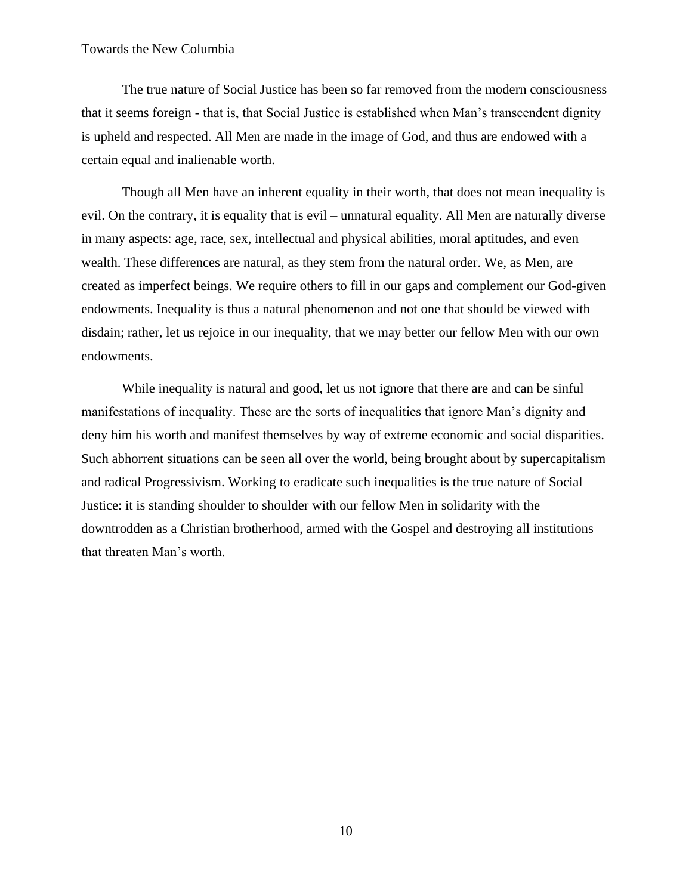The true nature of Social Justice has been so far removed from the modern consciousness that it seems foreign - that is, that Social Justice is established when Man's transcendent dignity is upheld and respected. All Men are made in the image of God, and thus are endowed with a certain equal and inalienable worth.

Though all Men have an inherent equality in their worth, that does not mean inequality is evil. On the contrary, it is equality that is evil – unnatural equality. All Men are naturally diverse in many aspects: age, race, sex, intellectual and physical abilities, moral aptitudes, and even wealth. These differences are natural, as they stem from the natural order. We, as Men, are created as imperfect beings. We require others to fill in our gaps and complement our God-given endowments. Inequality is thus a natural phenomenon and not one that should be viewed with disdain; rather, let us rejoice in our inequality, that we may better our fellow Men with our own endowments.

While inequality is natural and good, let us not ignore that there are and can be sinful manifestations of inequality. These are the sorts of inequalities that ignore Man's dignity and deny him his worth and manifest themselves by way of extreme economic and social disparities. Such abhorrent situations can be seen all over the world, being brought about by supercapitalism and radical Progressivism. Working to eradicate such inequalities is the true nature of Social Justice: it is standing shoulder to shoulder with our fellow Men in solidarity with the downtrodden as a Christian brotherhood, armed with the Gospel and destroying all institutions that threaten Man's worth.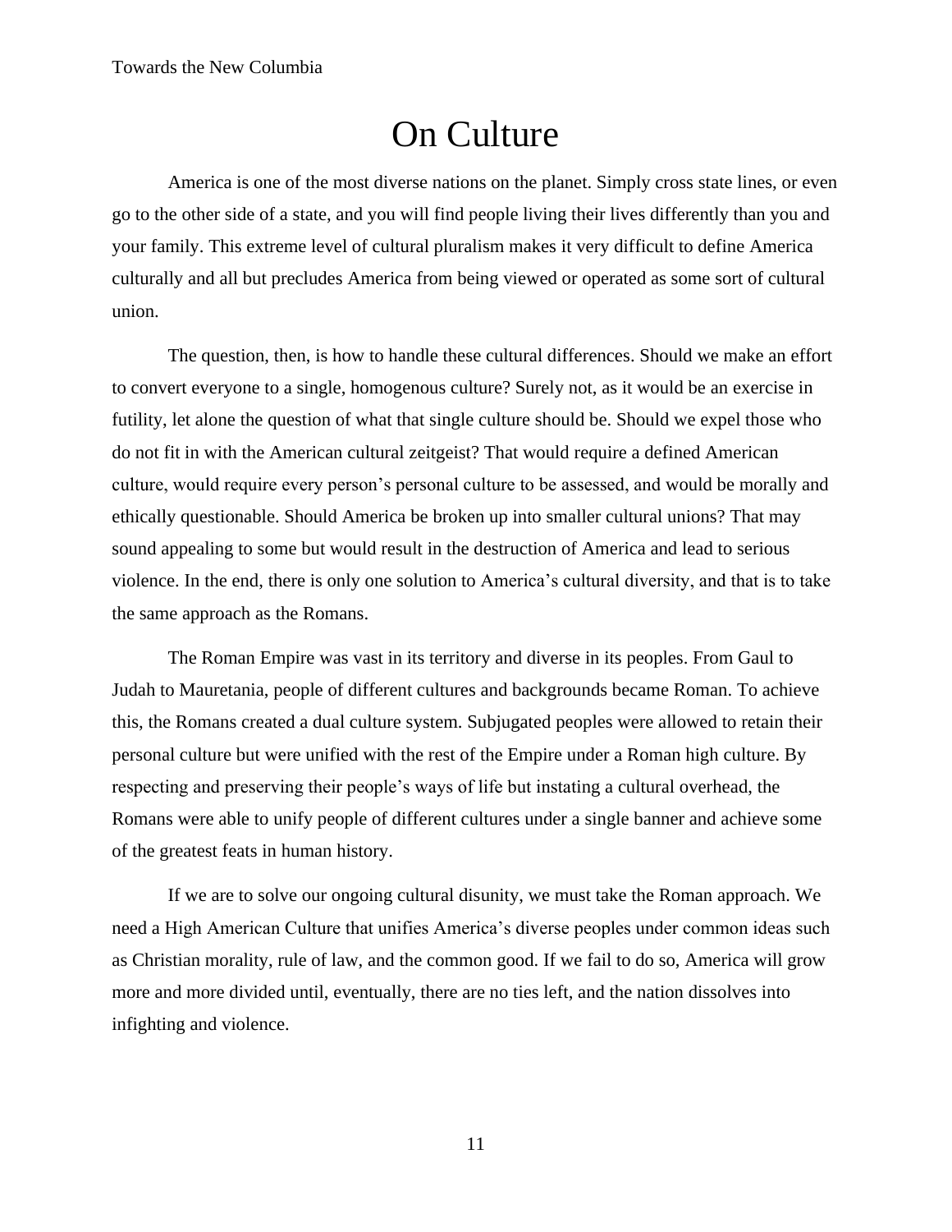# On Culture

America is one of the most diverse nations on the planet. Simply cross state lines, or even go to the other side of a state, and you will find people living their lives differently than you and your family. This extreme level of cultural pluralism makes it very difficult to define America culturally and all but precludes America from being viewed or operated as some sort of cultural union.

The question, then, is how to handle these cultural differences. Should we make an effort to convert everyone to a single, homogenous culture? Surely not, as it would be an exercise in futility, let alone the question of what that single culture should be. Should we expel those who do not fit in with the American cultural zeitgeist? That would require a defined American culture, would require every person's personal culture to be assessed, and would be morally and ethically questionable. Should America be broken up into smaller cultural unions? That may sound appealing to some but would result in the destruction of America and lead to serious violence. In the end, there is only one solution to America's cultural diversity, and that is to take the same approach as the Romans.

The Roman Empire was vast in its territory and diverse in its peoples. From Gaul to Judah to Mauretania, people of different cultures and backgrounds became Roman. To achieve this, the Romans created a dual culture system. Subjugated peoples were allowed to retain their personal culture but were unified with the rest of the Empire under a Roman high culture. By respecting and preserving their people's ways of life but instating a cultural overhead, the Romans were able to unify people of different cultures under a single banner and achieve some of the greatest feats in human history.

If we are to solve our ongoing cultural disunity, we must take the Roman approach. We need a High American Culture that unifies America's diverse peoples under common ideas such as Christian morality, rule of law, and the common good. If we fail to do so, America will grow more and more divided until, eventually, there are no ties left, and the nation dissolves into infighting and violence.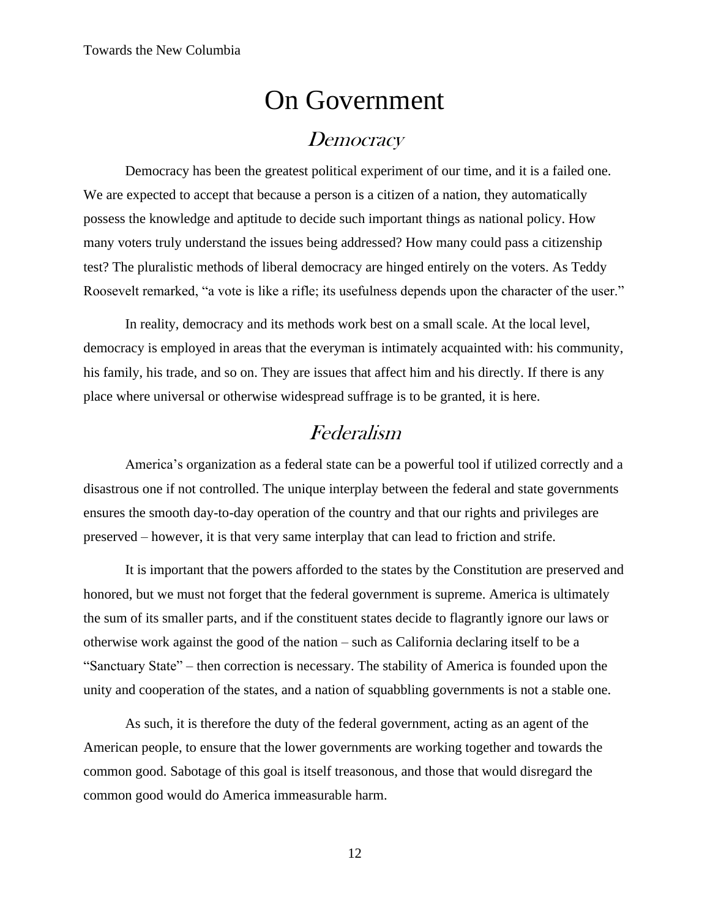# On Government

## *Democracy*

Democracy has been the greatest political experiment of our time, and it is a failed one. We are expected to accept that because a person is a citizen of a nation, they automatically possess the knowledge and aptitude to decide such important things as national policy. How many voters truly understand the issues being addressed? How many could pass a citizenship test? The pluralistic methods of liberal democracy are hinged entirely on the voters. As Teddy Roosevelt remarked, "a vote is like a rifle; its usefulness depends upon the character of the user."

In reality, democracy and its methods work best on a small scale. At the local level, democracy is employed in areas that the everyman is intimately acquainted with: his community, his family, his trade, and so on. They are issues that affect him and his directly. If there is any place where universal or otherwise widespread suffrage is to be granted, it is here.

## *Federalism*

America's organization as a federal state can be a powerful tool if utilized correctly and a disastrous one if not controlled. The unique interplay between the federal and state governments ensures the smooth day-to-day operation of the country and that our rights and privileges are preserved – however, it is that very same interplay that can lead to friction and strife.

It is important that the powers afforded to the states by the Constitution are preserved and honored, but we must not forget that the federal government is supreme. America is ultimately the sum of its smaller parts, and if the constituent states decide to flagrantly ignore our laws or otherwise work against the good of the nation – such as California declaring itself to be a "Sanctuary State" – then correction is necessary. The stability of America is founded upon the unity and cooperation of the states, and a nation of squabbling governments is not a stable one.

As such, it is therefore the duty of the federal government, acting as an agent of the American people, to ensure that the lower governments are working together and towards the common good. Sabotage of this goal is itself treasonous, and those that would disregard the common good would do America immeasurable harm.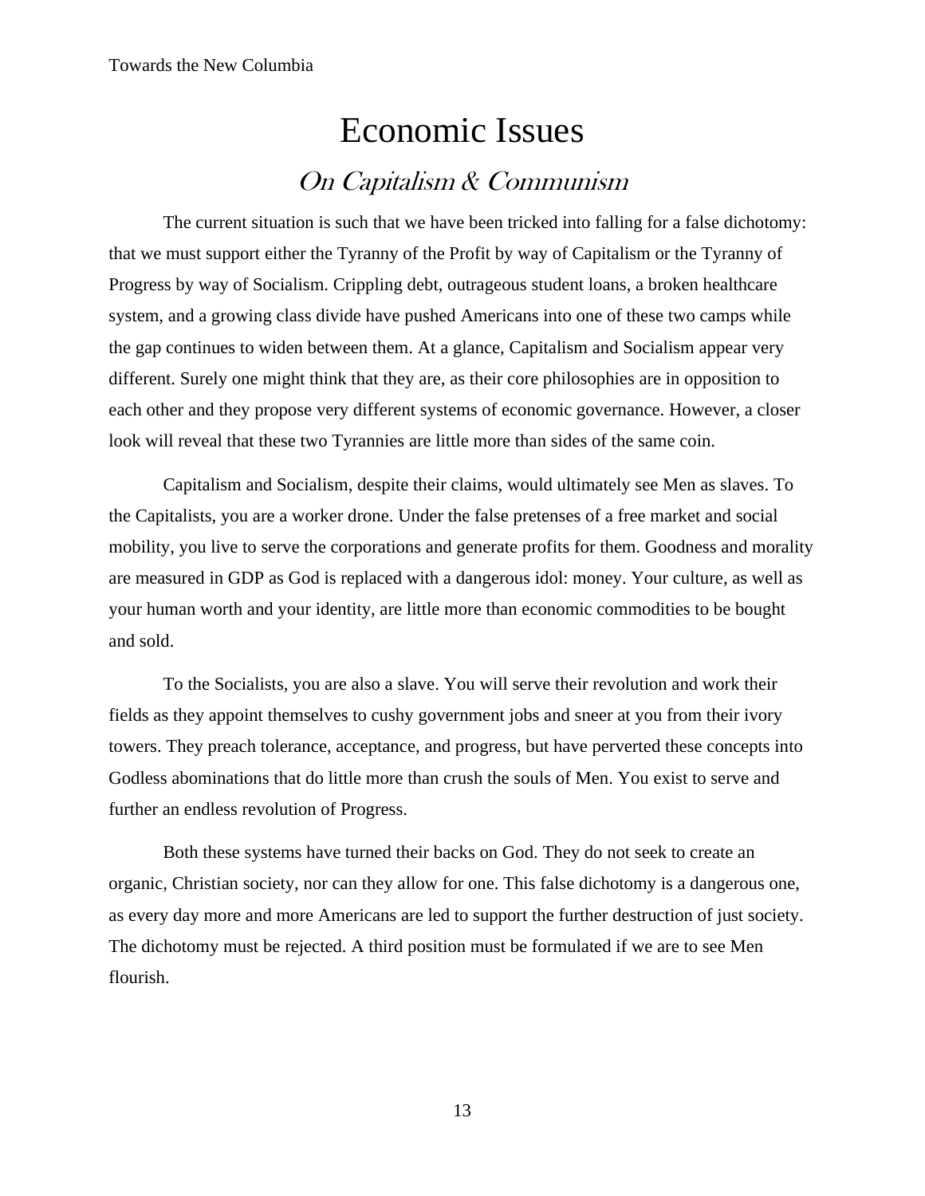# Economic Issues

## *On Capitalism & Communism*

The current situation is such that we have been tricked into falling for a false dichotomy: that we must support either the Tyranny of the Profit by way of Capitalism or the Tyranny of Progress by way of Socialism. Crippling debt, outrageous student loans, a broken healthcare system, and a growing class divide have pushed Americans into one of these two camps while the gap continues to widen between them. At a glance, Capitalism and Socialism appear very different. Surely one might think that they are, as their core philosophies are in opposition to each other and they propose very different systems of economic governance. However, a closer look will reveal that these two Tyrannies are little more than sides of the same coin.

Capitalism and Socialism, despite their claims, would ultimately see Men as slaves. To the Capitalists, you are a worker drone. Under the false pretenses of a free market and social mobility, you live to serve the corporations and generate profits for them. Goodness and morality are measured in GDP as God is replaced with a dangerous idol: money. Your culture, as well as your human worth and your identity, are little more than economic commodities to be bought and sold.

To the Socialists, you are also a slave. You will serve their revolution and work their fields as they appoint themselves to cushy government jobs and sneer at you from their ivory towers. They preach tolerance, acceptance, and progress, but have perverted these concepts into Godless abominations that do little more than crush the souls of Men. You exist to serve and further an endless revolution of Progress.

Both these systems have turned their backs on God. They do not seek to create an organic, Christian society, nor can they allow for one. This false dichotomy is a dangerous one, as every day more and more Americans are led to support the further destruction of just society. The dichotomy must be rejected. A third position must be formulated if we are to see Men flourish.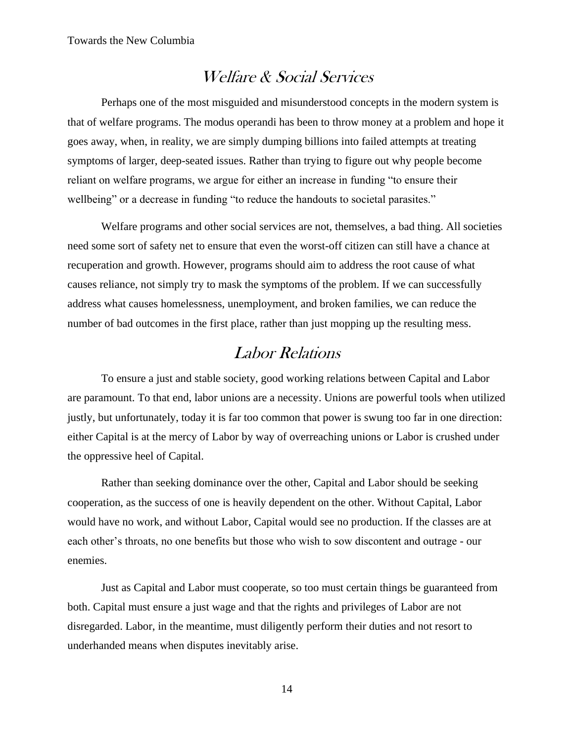## Welfare & Social Services

Perhaps one of the most misguided and misunderstood concepts in the modern system is that of welfare programs. The modus operandi has been to throw money at a problem and hope it goes away, when, in reality, we are simply dumping billions into failed attempts at treating symptoms of larger, deep-seated issues. Rather than trying to figure out why people become reliant on welfare programs, we argue for either an increase in funding "to ensure their wellbeing" or a decrease in funding "to reduce the handouts to societal parasites."

Welfare programs and other social services are not, themselves, a bad thing. All societies need some sort of safety net to ensure that even the worst-off citizen can still have a chance at recuperation and growth. However, programs should aim to address the root cause of what causes reliance, not simply try to mask the symptoms of the problem. If we can successfully address what causes homelessness, unemployment, and broken families, we can reduce the number of bad outcomes in the first place, rather than just mopping up the resulting mess.

## Labor Relations

To ensure a just and stable society, good working relations between Capital and Labor are paramount. To that end, labor unions are a necessity. Unions are powerful tools when utilized justly, but unfortunately, today it is far too common that power is swung too far in one direction: either Capital is at the mercy of Labor by way of overreaching unions or Labor is crushed under the oppressive heel of Capital.

Rather than seeking dominance over the other, Capital and Labor should be seeking cooperation, as the success of one is heavily dependent on the other. Without Capital, Labor would have no work, and without Labor, Capital would see no production. If the classes are at each other's throats, no one benefits but those who wish to sow discontent and outrage - our enemies.

Just as Capital and Labor must cooperate, so too must certain things be guaranteed from both. Capital must ensure a just wage and that the rights and privileges of Labor are not disregarded. Labor, in the meantime, must diligently perform their duties and not resort to underhanded means when disputes inevitably arise.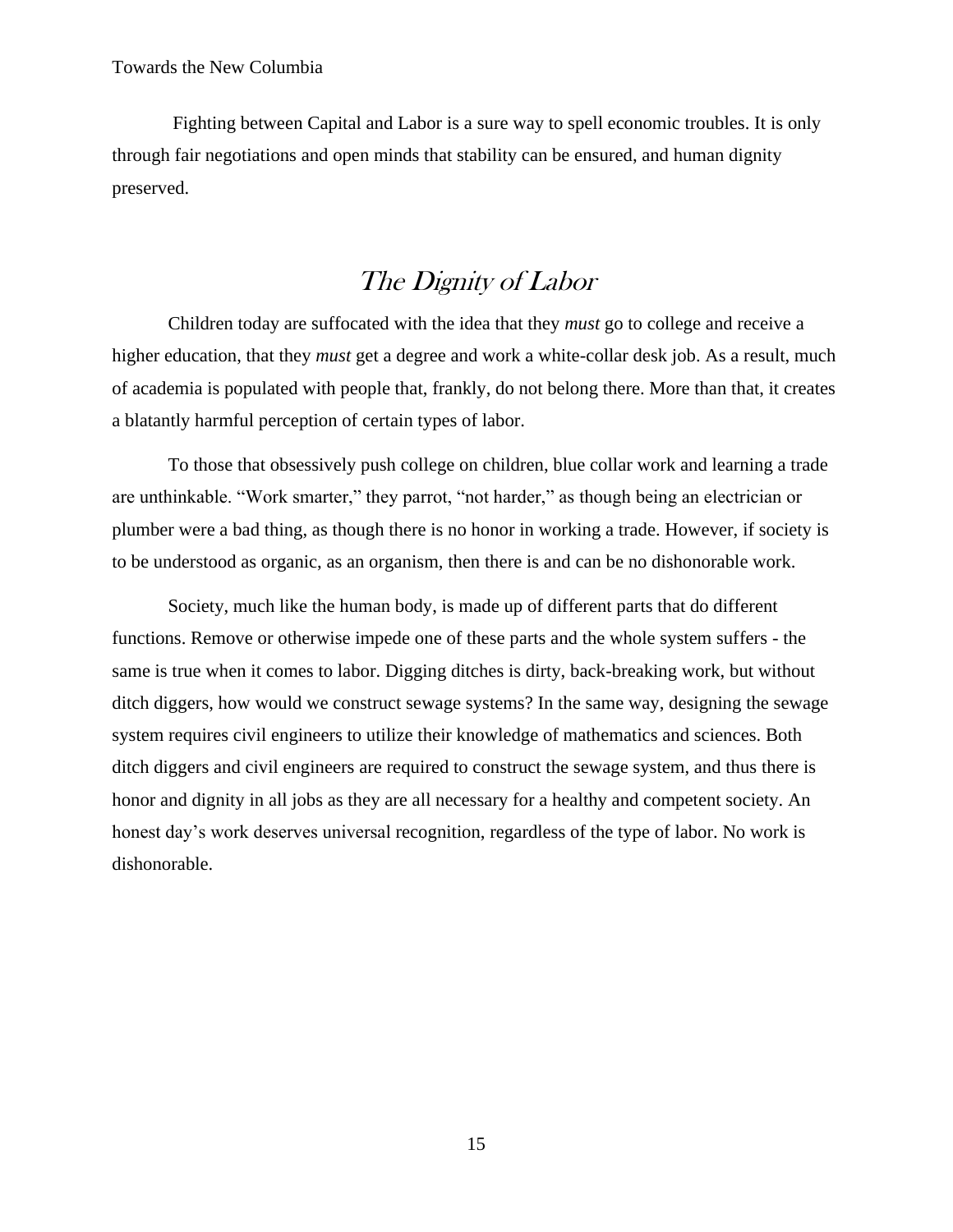Fighting between Capital and Labor is a sure way to spell economic troubles. It is only through fair negotiations and open minds that stability can be ensured, and human dignity preserved.

## The Dignity of Labor

Children today are suffocated with the idea that they *must* go to college and receive a higher education, that they *must* get a degree and work a white-collar desk job. As a result, much of academia is populated with people that, frankly, do not belong there. More than that, it creates a blatantly harmful perception of certain types of labor.

To those that obsessively push college on children, blue collar work and learning a trade are unthinkable. "Work smarter," they parrot, "not harder," as though being an electrician or plumber were a bad thing, as though there is no honor in working a trade. However, if society is to be understood as organic, as an organism, then there is and can be no dishonorable work.

Society, much like the human body, is made up of different parts that do different functions. Remove or otherwise impede one of these parts and the whole system suffers - the same is true when it comes to labor. Digging ditches is dirty, back-breaking work, but without ditch diggers, how would we construct sewage systems? In the same way, designing the sewage system requires civil engineers to utilize their knowledge of mathematics and sciences. Both ditch diggers and civil engineers are required to construct the sewage system, and thus there is honor and dignity in all jobs as they are all necessary for a healthy and competent society. An honest day's work deserves universal recognition, regardless of the type of labor. No work is dishonorable.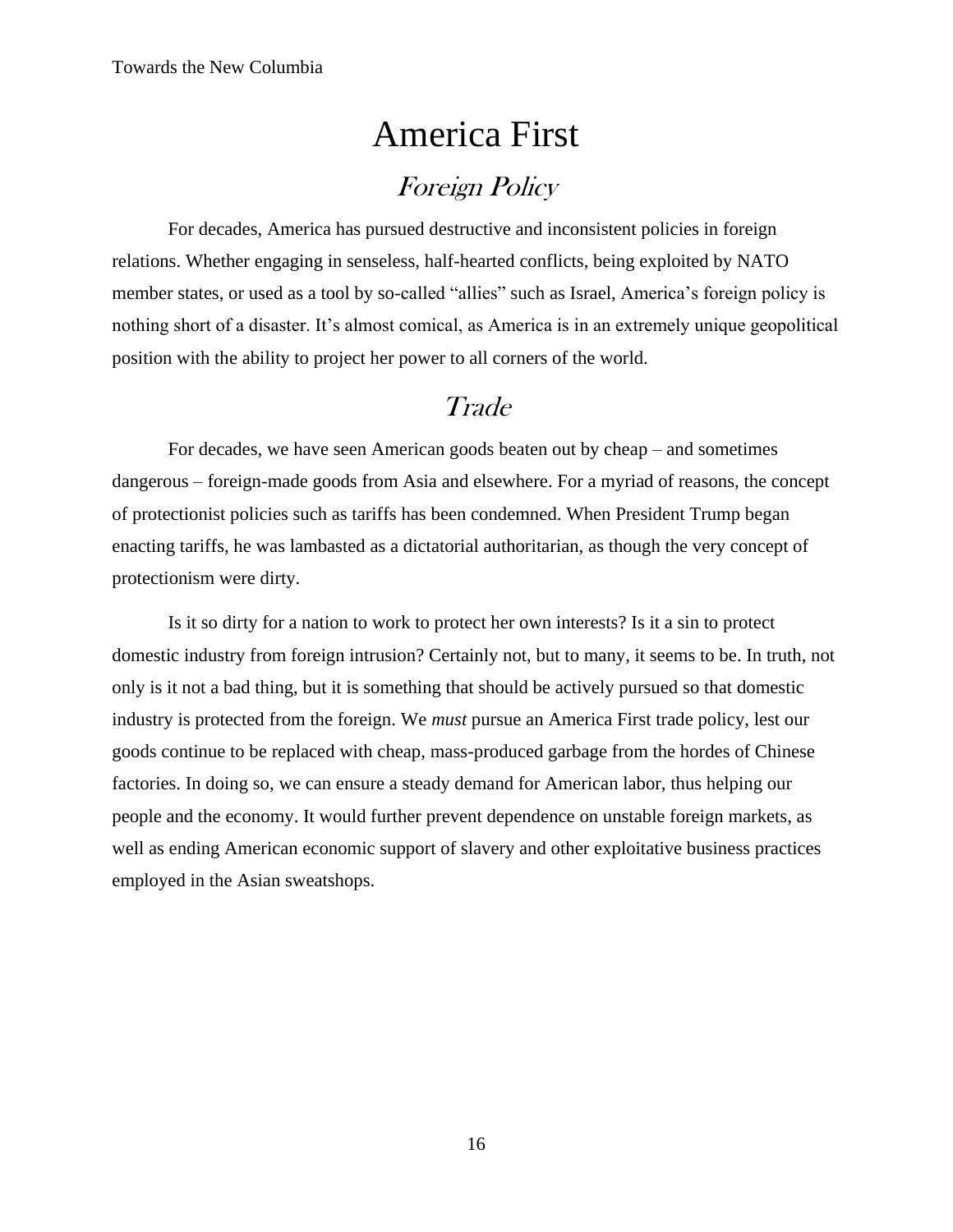# America First

## Foreign Policy

For decades, America has pursued destructive and inconsistent policies in foreign relations. Whether engaging in senseless, half-hearted conflicts, being exploited by NATO member states, or used as a tool by so-called "allies" such as Israel, America's foreign policy is nothing short of a disaster. It's almost comical, as America is in an extremely unique geopolitical position with the ability to project her power to all corners of the world.

## Trade

For decades, we have seen American goods beaten out by cheap – and sometimes dangerous – foreign-made goods from Asia and elsewhere. For a myriad of reasons, the concept of protectionist policies such as tariffs has been condemned. When President Trump began enacting tariffs, he was lambasted as a dictatorial authoritarian, as though the very concept of protectionism were dirty.

Is it so dirty for a nation to work to protect her own interests? Is it a sin to protect domestic industry from foreign intrusion? Certainly not, but to many, it seems to be. In truth, not only is it not a bad thing, but it is something that should be actively pursued so that domestic industry is protected from the foreign. We *must* pursue an America First trade policy, lest our goods continue to be replaced with cheap, mass-produced garbage from the hordes of Chinese factories. In doing so, we can ensure a steady demand for American labor, thus helping our people and the economy. It would further prevent dependence on unstable foreign markets, as well as ending American economic support of slavery and other exploitative business practices employed in the Asian sweatshops.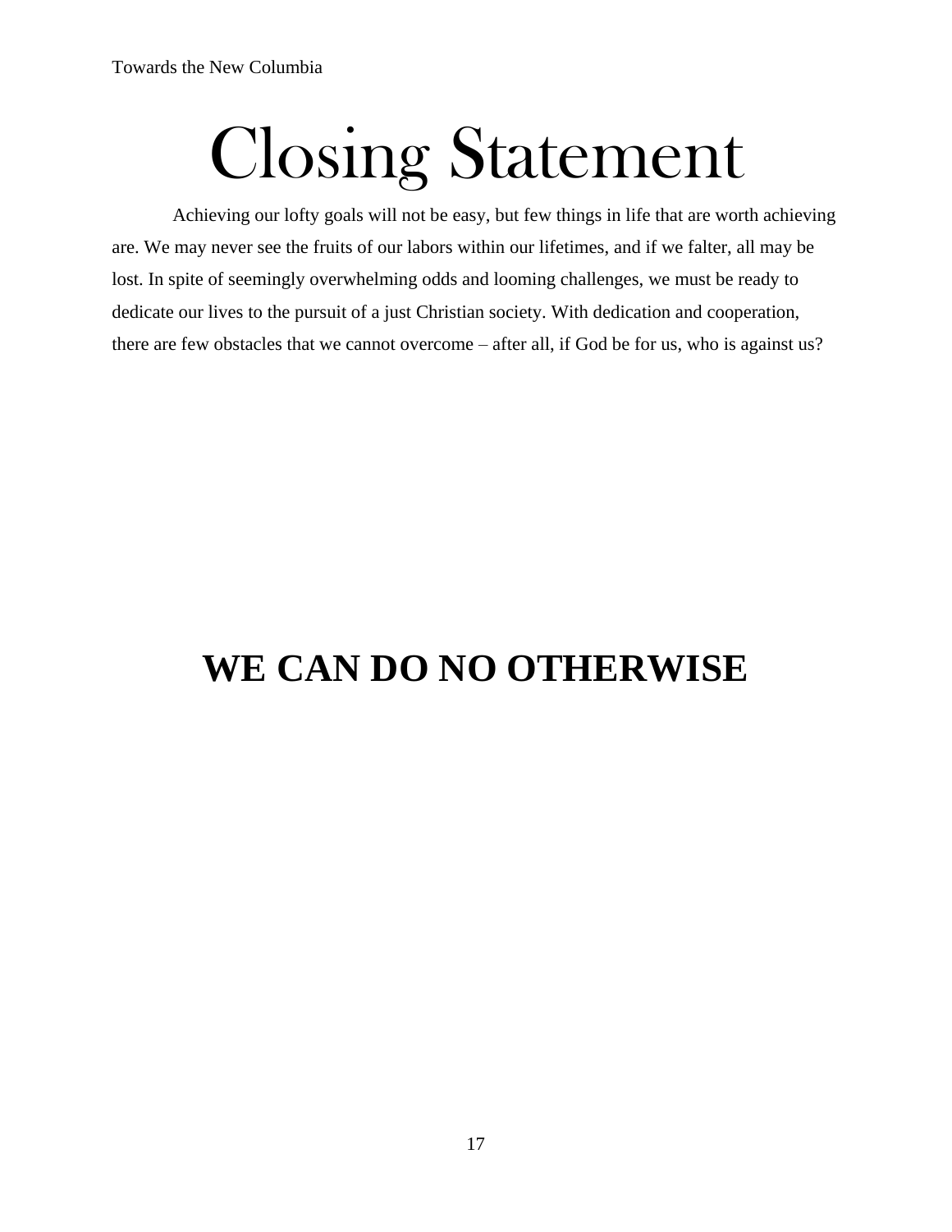# Closing Statement

Achieving our lofty goals will not be easy, but few things in life that are worth achieving are. We may never see the fruits of our labors within our lifetimes, and if we falter, all may be lost. In spite of seemingly overwhelming odds and looming challenges, we must be ready to dedicate our lives to the pursuit of a just Christian society. With dedication and cooperation, there are few obstacles that we cannot overcome – after all, if God be for us, who is against us?

**WE CAN DO NO OTHERWISE**